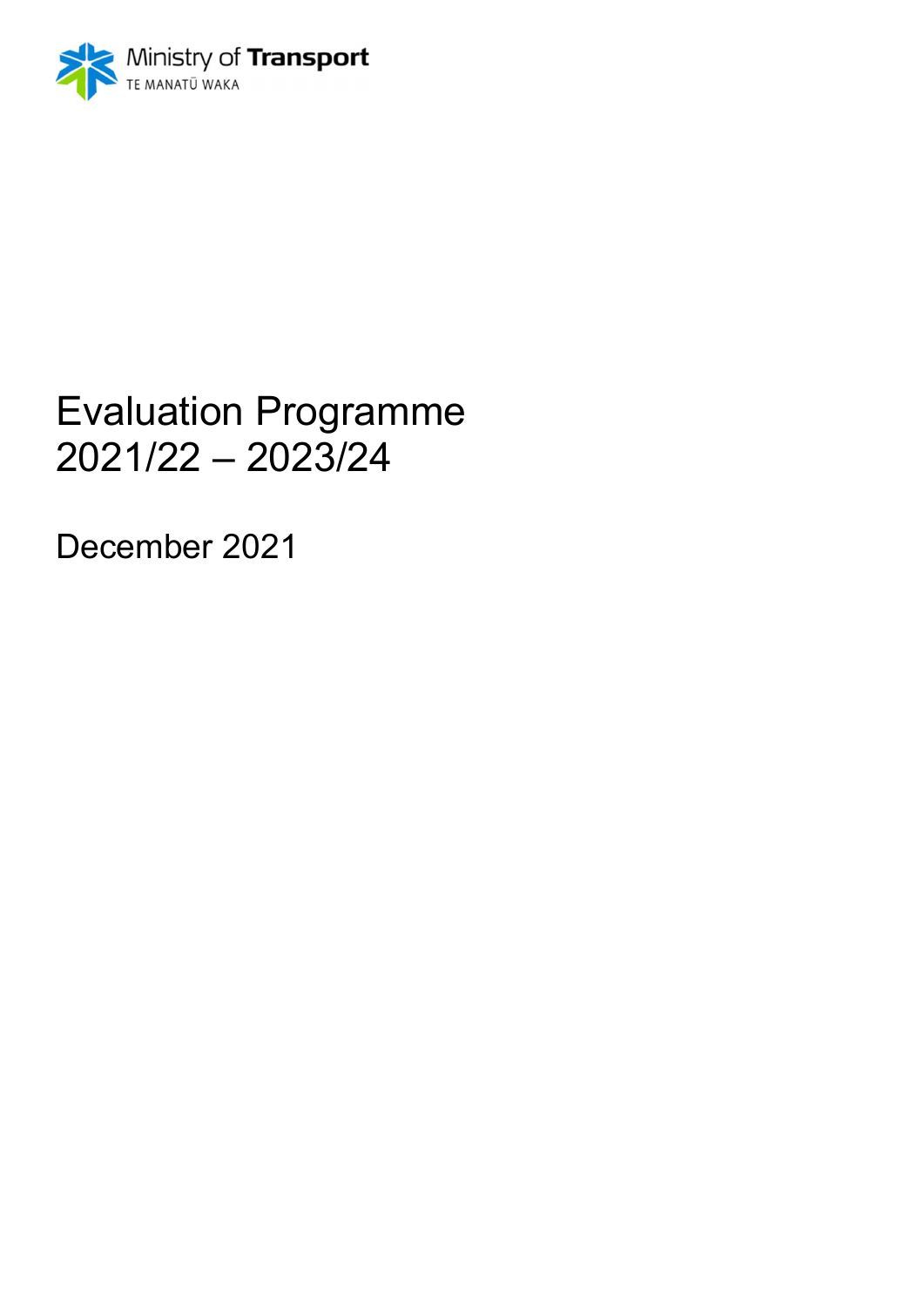Ministry of Transport
TE MANATŪ WAKA

# Evaluation Programme 2021/22 – 2023/24

December 2021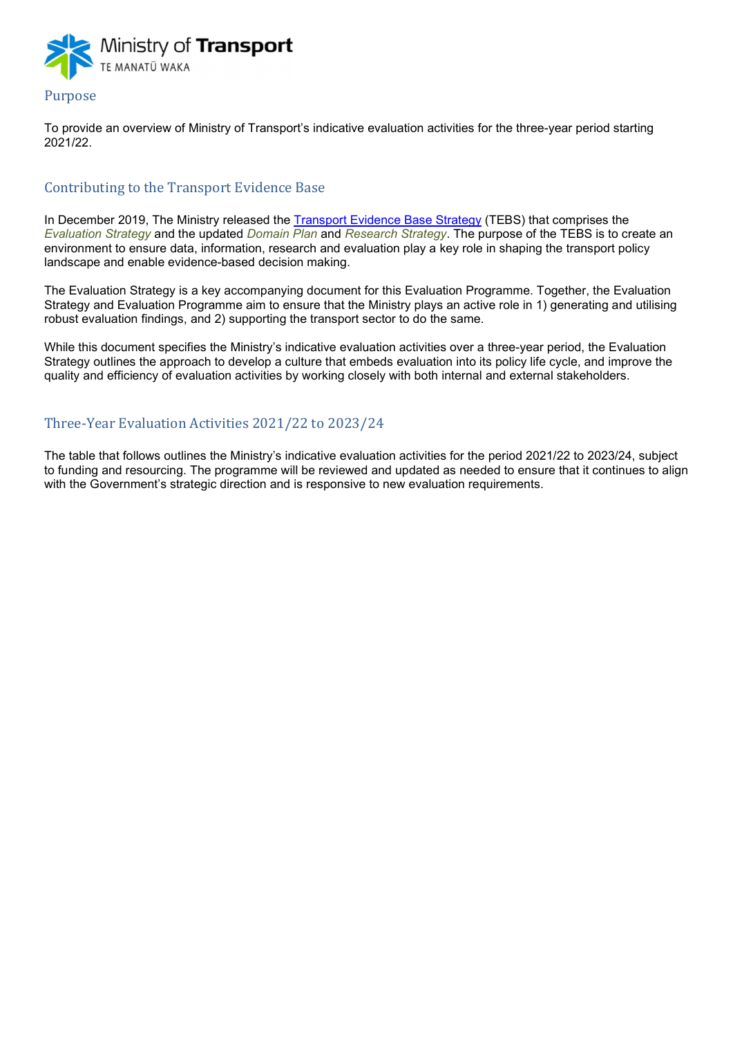## Purpose

To provide an overview of Ministry of Transport's indicative evaluation activities for the three-year period starting 2021/22.

## Contributing to the Transport Evidence Base

In December 2019, The Ministry released the Transport Evidence Base Strategy (TEBS) that comprises the *Evaluation Strategy* and the updated *Domain Plan* and *Research Strategy*. The purpose of the TEBS is to create an environment to ensure data, information, research and evaluation play a key role in shaping the transport policy landscape and enable evidence-based decision making.

The Evaluation Strategy is a key accompanying document for this Evaluation Programme. Together, the Evaluation Strategy and Evaluation Programme aim to ensure that the Ministry plays an active role in 1) generating and utilising robust evaluation findings, and 2) supporting the transport sector to do the same.

While this document specifies the Ministry's indicative evaluation activities over a three-year period, the Evaluation Strategy outlines the approach to develop a culture that embeds evaluation into its policy life cycle, and improve the quality and efficiency of evaluation activities by working closely with both internal and external stakeholders.

## Three-Year Evaluation Activities 2021/22 to 2023/24

The table that follows outlines the Ministry's indicative evaluation activities for the period 2021/22 to 2023/24, subject to funding and resourcing. The programme will be reviewed and updated as needed to ensure that it continues to align with the Government's strategic direction and is responsive to new evaluation requirements.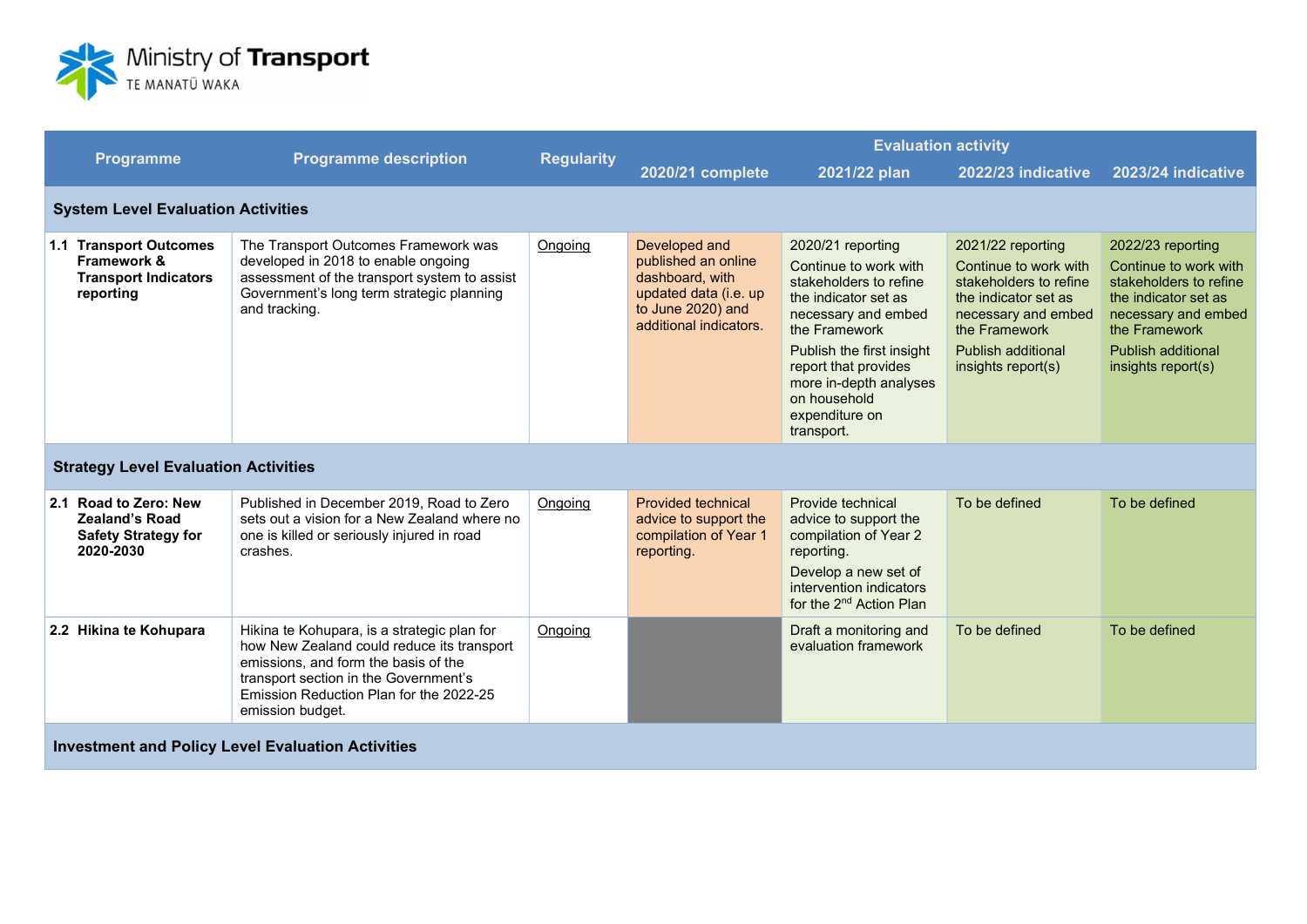| Programme | Programme description | Regularity | Evaluation activity | | | |
|---|---|---|---|---|---|---|
| | | | 2020/21 complete | 2021/22 plan | 2022/23 indicative | 2023/24 indicative |
| **System Level Evaluation Activities** | | | | | | |
| **1.1 Transport Outcomes Framework & Transport Indicators reporting** | The Transport Outcomes Framework was developed in 2018 to enable ongoing assessment of the transport system to assist Government's long term strategic planning and tracking. | Ongoing | Developed and published an online dashboard, with updated data (i.e. up to June 2020) and additional indicators. | 2020/21 reporting<br>Continue to work with stakeholders to refine the indicator set as necessary and embed the Framework<br>Publish the first insight report that provides more in-depth analyses on household expenditure on transport. | 2021/22 reporting<br>Continue to work with stakeholders to refine the indicator set as necessary and embed the Framework<br>Publish additional insights report(s) | 2022/23 reporting<br>Continue to work with stakeholders to refine the indicator set as necessary and embed the Framework<br>Publish additional insights report(s) |
| **Strategy Level Evaluation Activities** | | | | | | |
| **2.1 Road to Zero: New Zealand's Road Safety Strategy for 2020-2030** | Published in December 2019, Road to Zero sets out a vision for a New Zealand where no one is killed or seriously injured in road crashes. | Ongoing | Provided technical advice to support the compilation of Year 1 reporting. | Provide technical advice to support the compilation of Year 2 reporting.<br>Develop a new set of intervention indicators for the 2nd Action Plan | To be defined | To be defined |
| **2.2 Hikina te Kohupara** | Hikina te Kohupara, is a strategic plan for how New Zealand could reduce its transport emissions, and form the basis of the transport section in the Government's Emission Reduction Plan for the 2022-25 emission budget. | Ongoing | | Draft a monitoring and evaluation framework | To be defined | To be defined |
| **Investment and Policy Level Evaluation Activities** | | | | | | |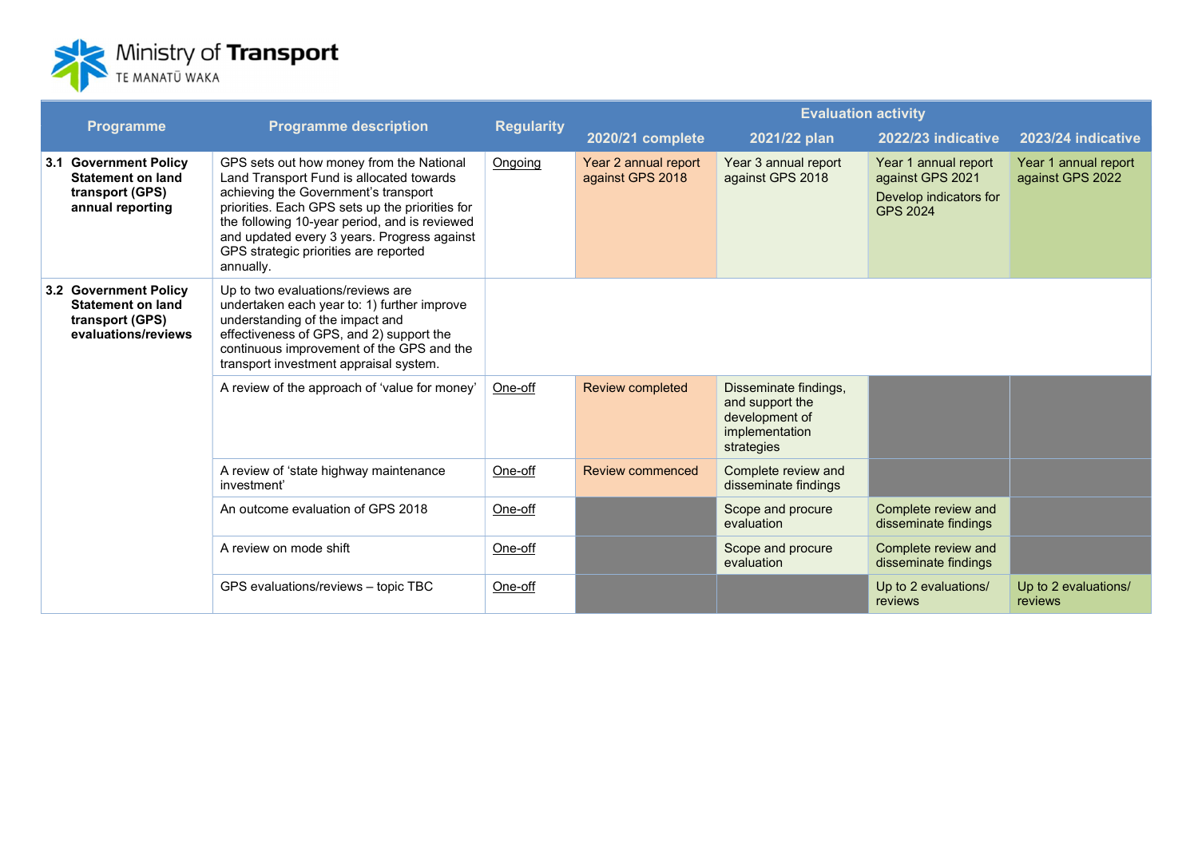| Programme | Programme description | Regularity | Evaluation activity | | | |
|---|---|---|---|---|---|---|
| | | | 2020/21 complete | 2021/22 plan | 2022/23 indicative | 2023/24 indicative |
| **3.1 Government Policy Statement on land transport (GPS) annual reporting** | GPS sets out how money from the National Land Transport Fund is allocated towards achieving the Government's transport priorities. Each GPS sets up the priorities for the following 10-year period, and is reviewed and updated every 3 years. Progress against GPS strategic priorities are reported annually. | Ongoing | Year 2 annual report against GPS 2018 | Year 3 annual report against GPS 2018 | Year 1 annual report against GPS 2021<br><br>Develop indicators for GPS 2024 | Year 1 annual report against GPS 2022 |
| **3.2 Government Policy Statement on land transport (GPS) evaluations/reviews** | Up to two evaluations/reviews are undertaken each year to: 1) further improve understanding of the impact and effectiveness of GPS, and 2) support the continuous improvement of the GPS and the transport investment appraisal system. | | | | | |
| | A review of the approach of 'value for money' | One-off | Review completed | Disseminate findings, and support the development of implementation strategies | | |
| | A review of 'state highway maintenance investment' | One-off | Review commenced | Complete review and disseminate findings | | |
| | An outcome evaluation of GPS 2018 | One-off | | Scope and procure evaluation | Complete review and disseminate findings | |
| | A review on mode shift | One-off | | Scope and procure evaluation | Complete review and disseminate findings | |
| | GPS evaluations/reviews – topic TBC | One-off | | | Up to 2 evaluations/ reviews | Up to 2 evaluations/ reviews |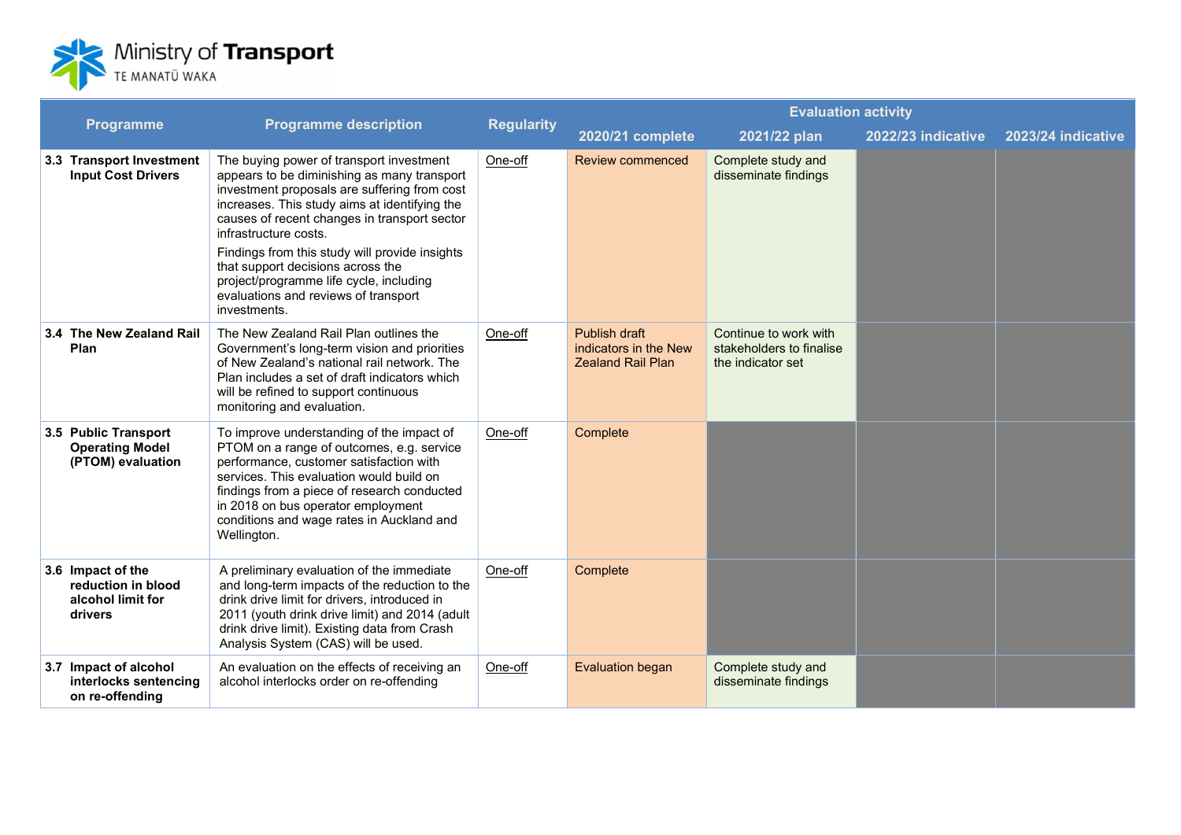| Programme | Programme description | Regularity | Evaluation activity | | | |
|---|---|---|---|---|---|---|
| | | | 2020/21 complete | 2021/22 plan | 2022/23 indicative | 2023/24 indicative |
| **3.3 Transport Investment Input Cost Drivers** | The buying power of transport investment appears to be diminishing as many transport investment proposals are suffering from cost increases. This study aims at identifying the causes of recent changes in transport sector infrastructure costs. Findings from this study will provide insights that support decisions across the project/programme life cycle, including evaluations and reviews of transport investments. | One-off | Review commenced | Complete study and disseminate findings | | |
| **3.4 The New Zealand Rail Plan** | The New Zealand Rail Plan outlines the Government's long-term vision and priorities of New Zealand's national rail network. The Plan includes a set of draft indicators which will be refined to support continuous monitoring and evaluation. | One-off | Publish draft indicators in the New Zealand Rail Plan | Continue to work with stakeholders to finalise the indicator set | | |
| **3.5 Public Transport Operating Model (PTOM) evaluation** | To improve understanding of the impact of PTOM on a range of outcomes, e.g. service performance, customer satisfaction with services. This evaluation would build on findings from a piece of research conducted in 2018 on bus operator employment conditions and wage rates in Auckland and Wellington. | One-off | Complete | | | |
| **3.6 Impact of the reduction in blood alcohol limit for drivers** | A preliminary evaluation of the immediate and long-term impacts of the reduction to the drink drive limit for drivers, introduced in 2011 (youth drink drive limit) and 2014 (adult drink drive limit). Existing data from Crash Analysis System (CAS) will be used. | One-off | Complete | | | |
| **3.7 Impact of alcohol interlocks sentencing on re-offending** | An evaluation on the effects of receiving an alcohol interlocks order on re-offending | One-off | Evaluation began | Complete study and disseminate findings | | |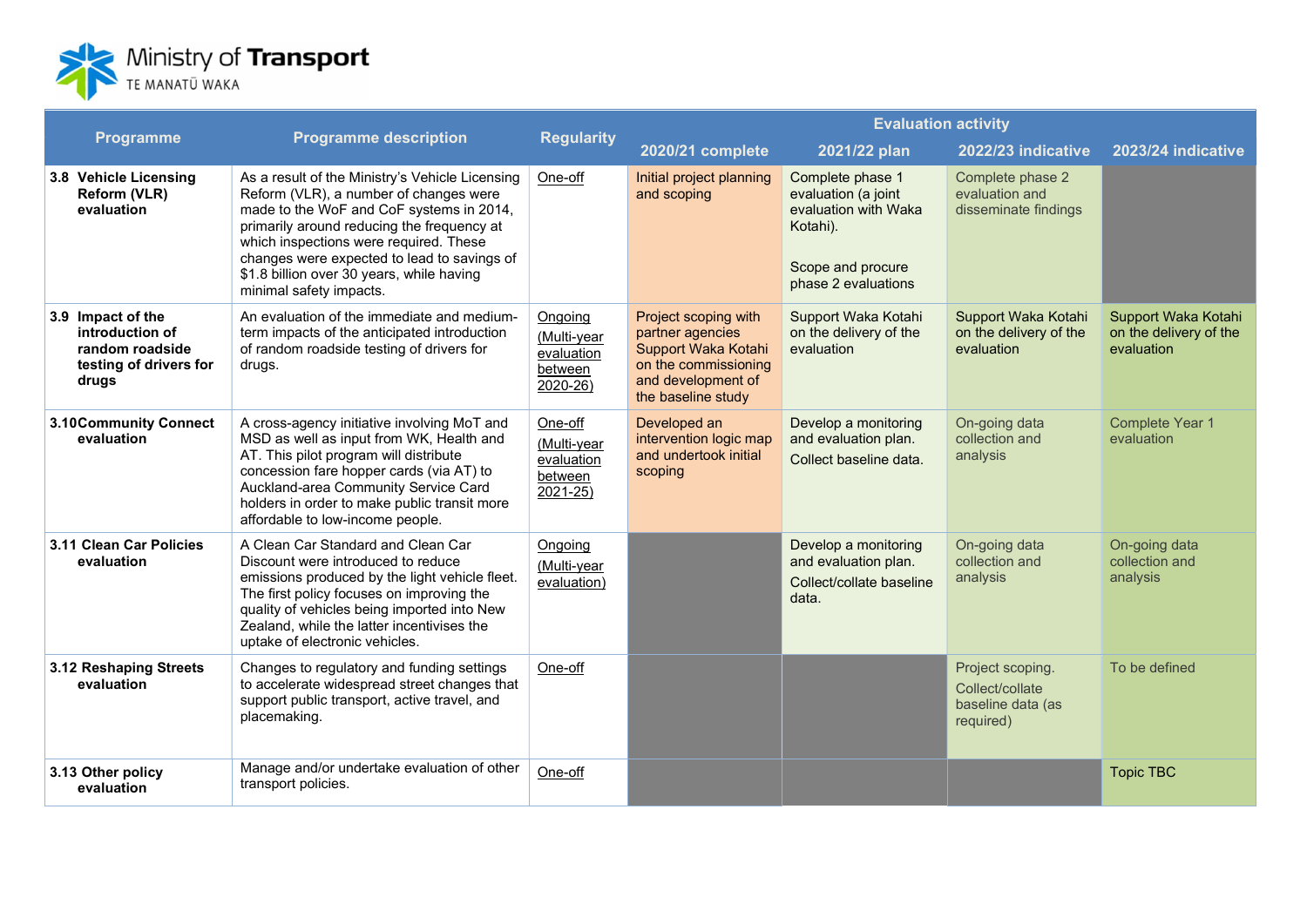| Programme | Programme description | Regularity | Evaluation activity | | | |
|---|---|---|---|---|---|---|
| | | | 2020/21 complete | 2021/22 plan | 2022/23 indicative | 2023/24 indicative |
| **3.8 Vehicle Licensing Reform (VLR) evaluation** | As a result of the Ministry's Vehicle Licensing Reform (VLR), a number of changes were made to the WoF and CoF systems in 2014, primarily around reducing the frequency at which inspections were required. These changes were expected to lead to savings of $1.8 billion over 30 years, while having minimal safety impacts. | One-off | Initial project planning and scoping | Complete phase 1 evaluation (a joint evaluation with Waka Kotahi). Scope and procure phase 2 evaluations | Complete phase 2 evaluation and disseminate findings | |
| **3.9 Impact of the introduction of random roadside testing of drivers for drugs** | An evaluation of the immediate and medium-term impacts of the anticipated introduction of random roadside testing of drivers for drugs. | Ongoing (Multi-year evaluation between 2020-26) | Project scoping with partner agencies Support Waka Kotahi on the commissioning and development of the baseline study | Support Waka Kotahi on the delivery of the evaluation | Support Waka Kotahi on the delivery of the evaluation | Support Waka Kotahi on the delivery of the evaluation |
| **3.10 Community Connect evaluation** | A cross-agency initiative involving MoT and MSD as well as input from WK, Health and AT. This pilot program will distribute concession fare hopper cards (via AT) to Auckland-area Community Service Card holders in order to make public transit more affordable to low-income people. | One-off (Multi-year evaluation between 2021-25) | Developed an intervention logic map and undertook initial scoping | Develop a monitoring and evaluation plan. Collect baseline data. | On-going data collection and analysis | Complete Year 1 evaluation |
| **3.11 Clean Car Policies evaluation** | A Clean Car Standard and Clean Car Discount were introduced to reduce emissions produced by the light vehicle fleet. The first policy focuses on improving the quality of vehicles being imported into New Zealand, while the latter incentivises the uptake of electronic vehicles. | Ongoing (Multi-year evaluation) | | Develop a monitoring and evaluation plan. Collect/collate baseline data. | On-going data collection and analysis | On-going data collection and analysis |
| **3.12 Reshaping Streets evaluation** | Changes to regulatory and funding settings to accelerate widespread street changes that support public transport, active travel, and placemaking. | One-off | | | Project scoping. Collect/collate baseline data (as required) | To be defined |
| **3.13 Other policy evaluation** | Manage and/or undertake evaluation of other transport policies. | One-off | | | | Topic TBC |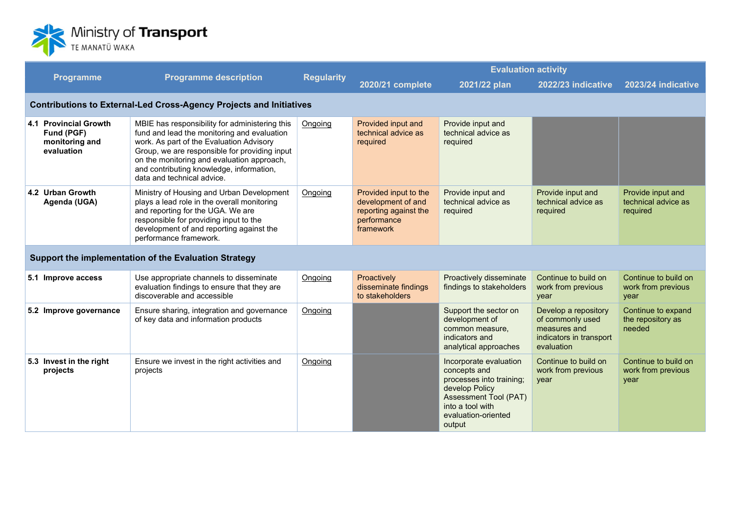| Programme | Programme description | Regularity | Evaluation activity | | | |
|---|---|---|---|---|---|---|
| | | | 2020/21 complete | 2021/22 plan | 2022/23 indicative | 2023/24 indicative |
| **Contributions to External-Led Cross-Agency Projects and Initiatives** | | | | | | |
| **4.1 Provincial Growth Fund (PGF) monitoring and evaluation** | MBIE has responsibility for administering this fund and lead the monitoring and evaluation work. As part of the Evaluation Advisory Group, we are responsible for providing input on the monitoring and evaluation approach, and contributing knowledge, information, data and technical advice. | Ongoing | Provided input and technical advice as required | Provide input and technical advice as required | | |
| **4.2 Urban Growth Agenda (UGA)** | Ministry of Housing and Urban Development plays a lead role in the overall monitoring and reporting for the UGA. We are responsible for providing input to the development of and reporting against the performance framework. | Ongoing | Provided input to the development of and reporting against the performance framework | Provide input and technical advice as required | Provide input and technical advice as required | Provide input and technical advice as required |
| **Support the implementation of the Evaluation Strategy** | | | | | | |
| **5.1 Improve access** | Use appropriate channels to disseminate evaluation findings to ensure that they are discoverable and accessible | Ongoing | Proactively disseminate findings to stakeholders | Proactively disseminate findings to stakeholders | Continue to build on work from previous year | Continue to build on work from previous year |
| **5.2 Improve governance** | Ensure sharing, integration and governance of key data and information products | Ongoing | | Support the sector on development of common measure, indicators and analytical approaches | Develop a repository of commonly used measures and indicators in transport evaluation | Continue to expand the repository as needed |
| **5.3 Invest in the right projects** | Ensure we invest in the right activities and projects | Ongoing | | Incorporate evaluation concepts and processes into training; develop Policy Assessment Tool (PAT) into a tool with evaluation-oriented output | Continue to build on work from previous year | Continue to build on work from previous year |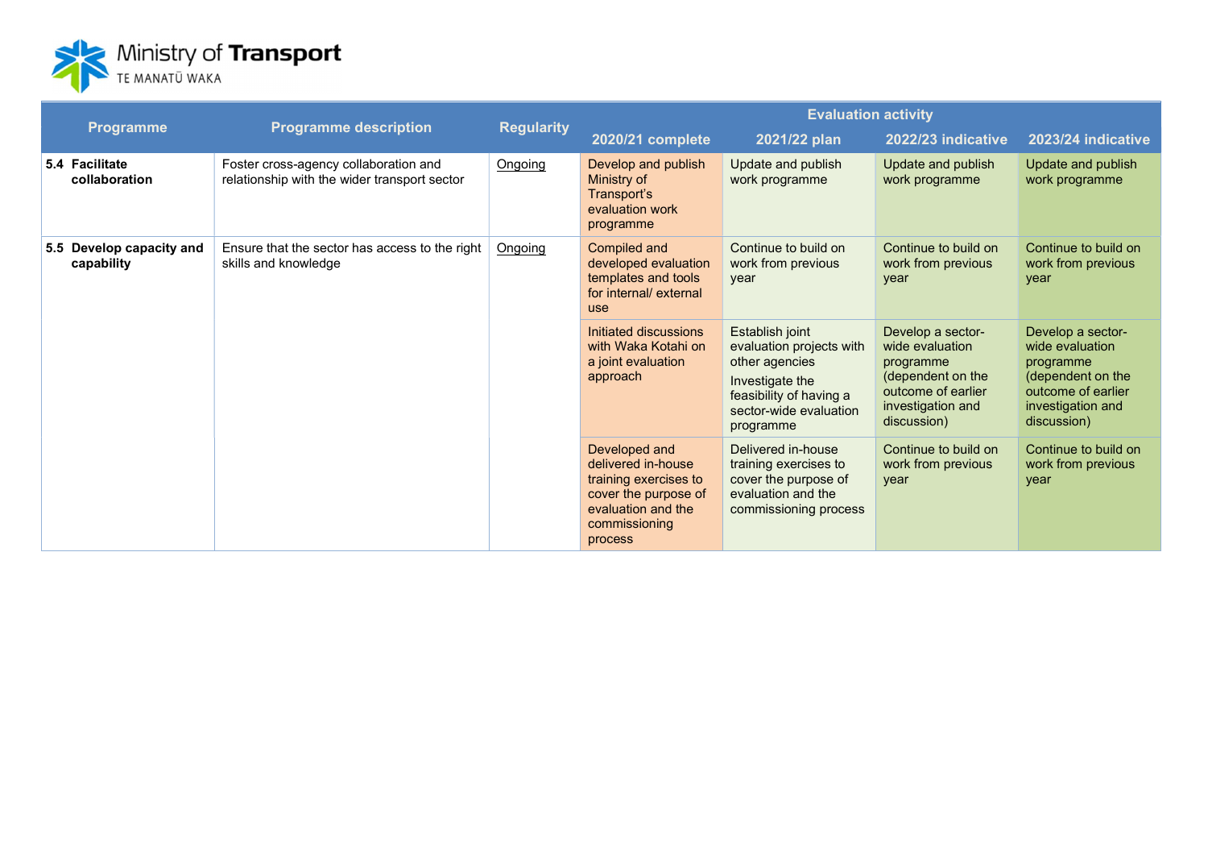| Programme | Programme description | Regularity | Evaluation activity | | | |
|---|---|---|---|---|---|---|
| | | | 2020/21 complete | 2021/22 plan | 2022/23 indicative | 2023/24 indicative |
| **5.4 Facilitate collaboration** | Foster cross-agency collaboration and relationship with the wider transport sector | Ongoing | Develop and publish Ministry of Transport's evaluation work programme | Update and publish work programme | Update and publish work programme | Update and publish work programme |
| **5.5 Develop capacity and capability** | Ensure that the sector has access to the right skills and knowledge | Ongoing | Compiled and developed evaluation templates and tools for internal/ external use | Continue to build on work from previous year | Continue to build on work from previous year | Continue to build on work from previous year |
| | | | Initiated discussions with Waka Kotahi on a joint evaluation approach | Establish joint evaluation projects with other agencies<br>Investigate the feasibility of having a sector-wide evaluation programme | Develop a sector-wide evaluation programme (dependent on the outcome of earlier investigation and discussion) | Develop a sector-wide evaluation programme (dependent on the outcome of earlier investigation and discussion) |
| | | | Developed and delivered in-house training exercises to cover the purpose of evaluation and the commissioning process | Delivered in-house training exercises to cover the purpose of evaluation and the commissioning process | Continue to build on work from previous year | Continue to build on work from previous year |